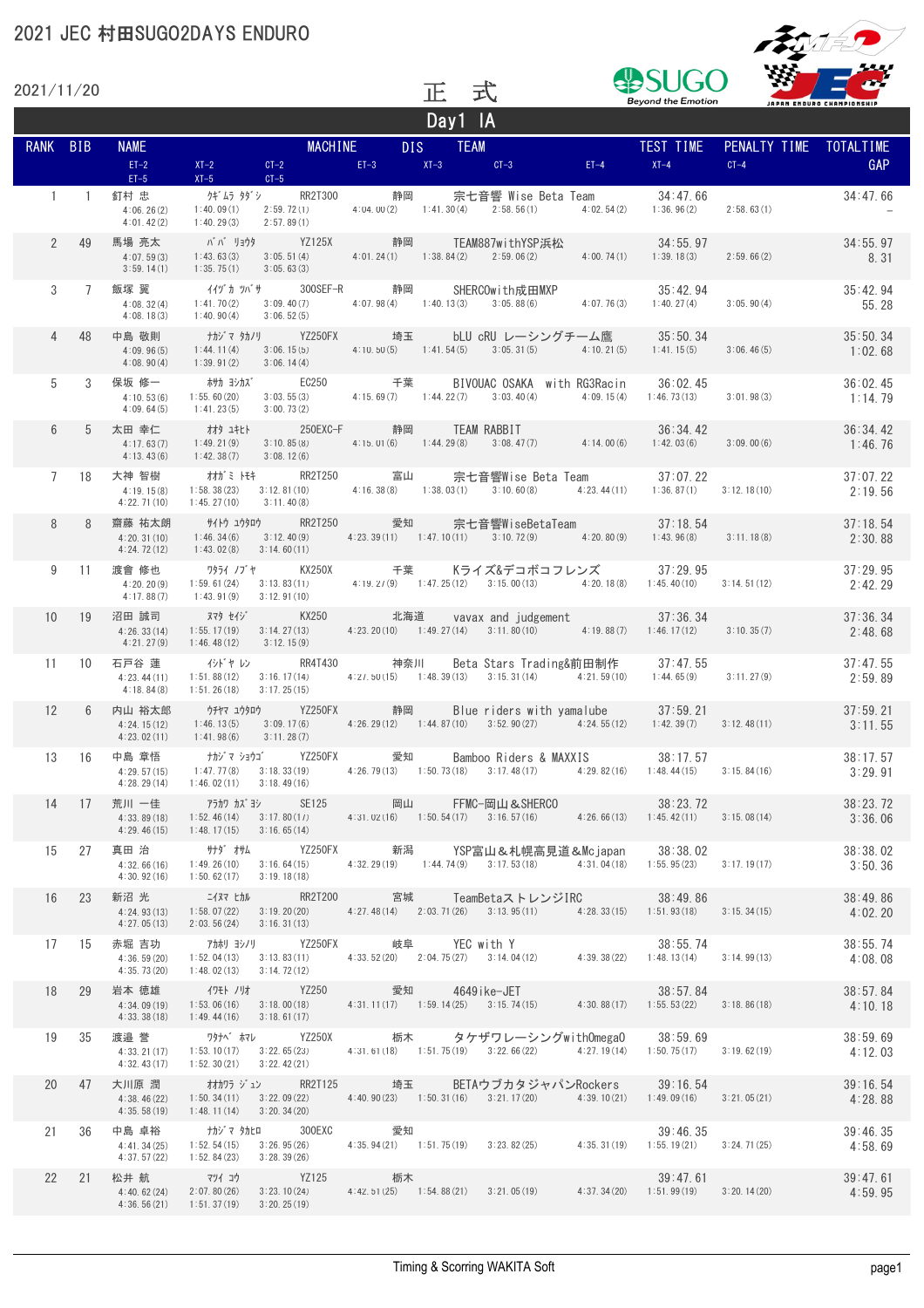# 2021 JEC 村田SUGO2DAYS ENDURO

2021/11/20

正　式

## Day1 IA

| RANK | BIB | NAME | | | MACHINE | DIS | TEAM | | | TEST TIME | PENALTY TIME | TOTALTIME |
|---|---|---|---|---|---|---|---|---|---|---|---|---|
| | | ET-2 | XT-2 | CT-2 | ET-3 | XT-3 | CT-3 | ET-4 | | XT-4 | CT-4 | GAP |
| | | ET-5 | XT-5 | CT-5 | | | | | | | | |
| 1 | 1 | 釘村 忠 | ｸｷﾞﾑﾗ ﾀﾀﾞｼ | | RR2T300 | 静岡 | 宗七音響 Wise Beta Team | | | 34:47.66 | | 34:47.66 |
| | | 4:06.26(2) | 1:40.09(1) | 2:59.72(1) | 4:04.00(2) | 1:41.30(4) | 2:58.56(1) | 4:02.54(2) | | 1:36.96(2) | 2:58.63(1) | – |
| | | 4:01.42(2) | 1:40.29(3) | 2:57.89(1) | | | | | | | | |
| 2 | 49 | 馬場 亮太 | ﾊﾞﾊﾞ ﾘｮｳﾀ | | YZ125X | 静岡 | TEAM887withYSP浜松 | | | 34:55.97 | | 34:55.97 |
| | | 4:07.59(3) | 1:43.63(3) | 3:05.51(4) | 4:01.24(1) | 1:38.84(2) | 2:59.06(2) | 4:00.74(1) | | 1:39.18(3) | 2:59.66(2) | 8.31 |
| | | 3:59.14(1) | 1:35.75(1) | 3:05.63(3) | | | | | | | | |
| 3 | 7 | 飯塚 翼 | ｲｲﾂﾞｶ ﾂﾊﾞｻ | | 300SEF-R | 静岡 | SHERCOwith成田MXP | | | 35:42.94 | | 35:42.94 |
| | | 4:08.32(4) | 1:41.70(2) | 3:09.40(7) | 4:07.98(4) | 1:40.13(3) | 3:05.88(6) | 4:07.76(3) | | 1:40.27(4) | 3:05.90(4) | 55.28 |
| | | 4:08.18(3) | 1:40.90(4) | 3:06.52(5) | | | | | | | | |
| 4 | 48 | 中島 敬則 | ﾅｶｼﾞﾏ ﾀｶﾉﾘ | | YZ250FX | 埼玉 | bLU cRU レーシングチーム鷹 | | | 35:50.34 | | 35:50.34 |
| | | 4:09.96(5) | 1:44.11(4) | 3:06.15(5) | 4:10.50(5) | 1:41.54(5) | 3:05.31(5) | 4:10.21(5) | | 1:41.15(5) | 3:06.46(5) | 1:02.68 |
| | | 4:08.90(4) | 1:39.91(2) | 3:06.14(4) | | | | | | | | |
| 5 | 3 | 保坂 修一 | ﾎｻｶ ｼｭｳｲﾁ | | EC250 | 千葉 | BIVOUAC OSAKA with RG3Racin | | | 36:02.45 | | 36:02.45 |
| | | 4:10.53(6) | 1:55.60(20) | 3:03.55(3) | 4:15.69(7) | 1:44.22(7) | 3:03.40(4) | 4:09.15(4) | | 1:46.73(13) | 3:01.98(3) | 1:14.79 |
| | | 4:09.64(5) | 1:41.23(5) | 3:00.73(2) | | | | | | | | |
| 6 | 5 | 太田 幸仁 | ｵｵﾀ ﾕｷﾋﾄ | | 250EXC-F | 静岡 | TEAM RABBIT | | | 36:34.42 | | 36:34.42 |
| | | 4:17.63(7) | 1:49.21(9) | 3:10.85(8) | 4:15.01(6) | 1:44.29(8) | 3:08.47(7) | 4:14.00(6) | | 1:42.03(6) | 3:09.00(6) | 1:46.76 |
| | | 4:13.43(6) | 1:42.38(7) | 3:08.12(6) | | | | | | | | |
| 7 | 18 | 大神 智樹 | ｵｵｶﾞﾐ ﾄﾓｷ | | RR2T250 | 富山 | 宗七音響Wise Beta Team | | | 37:07.22 | | 37:07.22 |
| | | 4:19.15(8) | 1:58.38(23) | 3:12.81(10) | 4:16.38(8) | 1:38.03(1) | 3:10.60(8) | 4:23.44(11) | | 1:36.87(1) | 3:12.18(10) | 2:19.56 |
| | | 4:22.71(10) | 1:45.27(10) | 3:11.40(8) | | | | | | | | |
| 8 | 8 | 齋藤 祐太朗 | ｻｲﾄｳ ﾕｳﾀﾛｳ | | RR2T250 | 愛知 | 宗七音響WiseBetaTeam | | | 37:18.54 | | 37:18.54 |
| | | 4:20.31(10) | 1:46.34(6) | 3:12.40(9) | 4:23.39(11) | 1:47.10(11) | 3:10.72(9) | 4:20.80(9) | | 1:43.96(8) | 3:11.18(8) | 2:30.88 |
| | | 4:24.72(12) | 1:43.02(8) | 3:14.60(11) | | | | | | | | |
| 9 | 11 | 渡會 修也 | ﾜﾀﾗｲ ﾉﾌﾞﾔ | | KX250X | 千葉 | Kライズ&デコボコフレンズ | | | 37:29.95 | | 37:29.95 |
| | | 4:20.20(9) | 1:59.61(24) | 3:13.83(11) | 4:19.27(9) | 1:47.25(12) | 3:15.00(13) | 4:20.18(8) | | 1:45.40(10) | 3:14.51(12) | 2:42.29 |
| | | 4:17.88(7) | 1:43.91(9) | 3:12.91(10) | | | | | | | | |
| 10 | 19 | 沼田 誠司 | ﾇﾏﾀ ｾｲｼﾞ | | KX250 | 北海道 | vavax and judgement | | | 37:36.34 | | 37:36.34 |
| | | 4:26.33(14) | 1:55.17(19) | 3:14.27(13) | 4:23.20(10) | 1:49.27(14) | 3:11.80(10) | 4:19.88(7) | | 1:46.17(12) | 3:10.35(7) | 2:48.68 |
| | | 4:21.27(9) | 1:46.48(12) | 3:12.15(9) | | | | | | | | |
| 11 | 10 | 石戸谷 蓮 | ｲｼﾄﾞﾔ ﾚﾝ | | RR4T430 | 神奈川 | Beta Stars Trading&前田制作 | | | 37:47.55 | | 37:47.55 |
| | | 4:23.44(11) | 1:51.88(12) | 3:16.17(14) | 4:27.50(15) | 1:48.39(13) | 3:15.31(14) | 4:21.59(10) | | 1:44.65(9) | 3:11.27(9) | 2:59.89 |
| | | 4:18.84(8) | 1:51.26(18) | 3:17.25(15) | | | | | | | | |
| 12 | 6 | 内山 裕太郎 | ｳﾁﾔﾏ ﾕｳﾀﾛｳ | | YZ250FX | 静岡 | Blue riders with yamalube | | | 37:59.21 | | 37:59.21 |
| | | 4:24.15(12) | 1:46.13(5) | 3:09.17(6) | 4:26.29(12) | 1:44.87(10) | 3:52.90(27) | 4:24.55(12) | | 1:42.39(7) | 3:12.48(11) | 3:11.55 |
| | | 4:23.02(11) | 1:41.98(6) | 3:11.28(7) | | | | | | | | |
| 13 | 16 | 中島 章悟 | ﾅｶｼﾞﾏ ｼｮｳｺﾞ | | YZ250FX | 愛知 | Bamboo Riders & MAXXIS | | | 38:17.57 | | 38:17.57 |
| | | 4:29.57(15) | 1:47.77(8) | 3:18.33(19) | 4:26.79(13) | 1:50.73(18) | 3:17.48(17) | 4:29.82(16) | | 1:48.44(15) | 3:15.84(16) | 3:29.91 |
| | | 4:28.29(14) | 1:46.02(11) | 3:18.49(16) | | | | | | | | |
| 14 | 17 | 荒川 一佳 | ｱﾗｶﾜ ｶｽﾞﾖｼ | | SE125 | 岡山 | FFMC-岡山&SHERCO | | | 38:23.72 | | 38:23.72 |
| | | 4:33.89(18) | 1:52.46(14) | 3:17.80(17) | 4:31.02(16) | 1:50.54(17) | 3:16.57(16) | 4:26.66(13) | | 1:45.42(11) | 3:15.08(14) | 3:36.06 |
| | | 4:29.46(15) | 1:48.17(15) | 3:16.65(14) | | | | | | | | |
| 15 | 27 | 真田 治 | ｻﾅﾀﾞ ｵｻﾑ | | YZ250FX | 新潟 | YSP富山&札幌高見道&Mcjapan | | | 38:38.02 | | 38:38.02 |
| | | 4:32.66(16) | 1:49.26(10) | 3:16.64(15) | 4:32.29(19) | 1:44.74(9) | 3:17.53(18) | 4:31.04(18) | | 1:55.95(23) | 3:17.19(17) | 3:50.36 |
| | | 4:30.92(16) | 1:50.62(17) | 3:19.18(18) | | | | | | | | |
| 16 | 23 | 新沼 光 | ﾆｲﾇﾏ ﾋｶﾙ | | RR2T200 | 宮城 | TeamBetaストレンジIRC | | | 38:49.86 | | 38:49.86 |
| | | 4:24.93(13) | 1:58.07(22) | 3:19.20(20) | 4:27.48(14) | 2:03.71(26) | 3:13.95(11) | 4:28.33(15) | | 1:51.93(18) | 3:15.34(15) | 4:02.20 |
| | | 4:27.05(13) | 2:03.56(24) | 3:16.31(13) | | | | | | | | |
| 17 | 15 | 赤堀 吉功 | ｱｶﾎﾘ ﾖｼﾉﾘ | | YZ250FX | 岐阜 | YEC with Y | | | 38:55.74 | | 38:55.74 |
| | | 4:36.59(20) | 1:52.04(13) | 3:13.83(11) | 4:33.52(20) | 2:04.75(27) | 3:14.04(12) | 4:39.38(22) | | 1:48.13(14) | 3:14.99(13) | 4:08.08 |
| | | 4:35.73(20) | 1:48.02(13) | 3:14.72(12) | | | | | | | | |
| 18 | 29 | 岩本 徳雄 | ｲﾜﾓﾄ ﾉﾘｵ | | YZ250 | 愛知 | 4649ike-JET | | | 38:57.84 | | 38:57.84 |
| | | 4:34.09(19) | 1:53.06(16) | 3:18.00(18) | 4:31.11(17) | 1:59.14(25) | 3:15.74(15) | 4:30.88(17) | | 1:55.53(22) | 3:18.86(18) | 4:10.18 |
| | | 4:33.38(18) | 1:49.44(16) | 3:18.61(17) | | | | | | | | |
| 19 | 35 | 渡邉 誉 | ﾜﾀﾅﾍﾞ ﾎﾏﾚ | | YZ250X | 栃木 | タケザワレーシングwithOmega0 | | | 38:59.69 | | 38:59.69 |
| | | 4:33.21(17) | 1:53.10(17) | 3:22.66(23) | 4:31.61(18) | 1:51.75(19) | 3:22.66(22) | 4:27.19(14) | | 1:50.75(17) | 3:19.62(19) | 4:12.03 |
| | | 4:32.43(17) | 1:52.30(21) | 3:22.42(21) | | | | | | | | |
| 20 | 47 | 大川原 潤 | ｵｵｶﾜﾗ ｼﾞｭﾝ | | RR2T125 | 埼玉 | BETAウブカタジャパンRockers | | | 39:16.54 | | 39:16.54 |
| | | 4:38.46(22) | 1:50.34(11) | 3:22.09(22) | 4:40.90(23) | 1:50.31(16) | 3:21.17(20) | 4:39.10(21) | | 1:49.09(16) | 3:21.05(21) | 4:28.88 |
| | | 4:35.58(19) | 1:48.11(14) | 3:20.34(20) | | | | | | | | |
| 21 | 36 | 中島 卓裕 | ﾅｶｼﾞﾏ ﾀｶﾋﾛ | | 300EXC | 愛知 | | | | 39:46.35 | | 39:46.35 |
| | | 4:41.34(25) | 1:52.54(15) | 3:26.95(26) | 4:35.94(21) | 1:51.75(19) | 3:23.82(25) | 4:35.31(19) | | 1:55.19(21) | 3:24.71(25) | 4:58.69 |
| | | 4:37.57(22) | 1:52.84(23) | 3:28.39(26) | | | | | | | | |
| 22 | 21 | 松井 航 | ﾏﾂｲ ｺｳ | | YZ125 | 栃木 | | | | 39:47.61 | | 39:47.61 |
| | | 4:40.62(24) | 2:07.80(26) | 3:23.10(24) | 4:42.51(25) | 1:54.88(21) | 3:21.05(19) | 4:37.34(20) | | 1:51.99(19) | 3:20.14(20) | 4:59.95 |
| | | 4:36.56(21) | 1:51.37(19) | 3:20.25(19) | | | | | | | | |

Timing & Scoring WAKITA Soft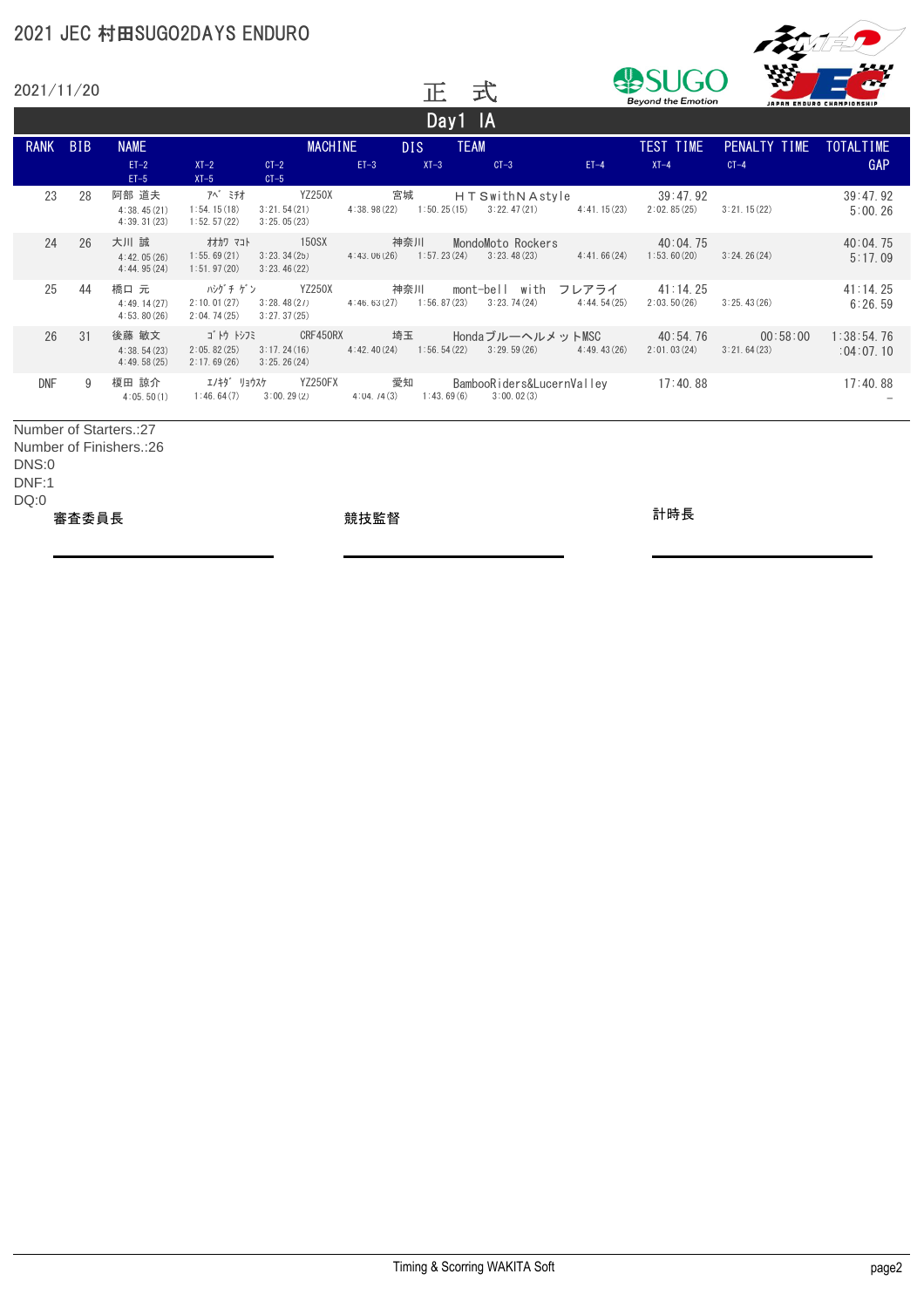# 2021 JEC 村田SUGO2DAYS ENDURO

2021/11/20

正　式

## Day1 IA

| RANK | BIB | NAME | | | MACHINE | DIS | TEAM | | | TEST TIME | PENALTY TIME | TOTALTIME |
|---|---|---|---|---|---|---|---|---|---|---|---|---|
| | | ET-2 / ET-5 | XT-2 / XT-5 | CT-2 / CT-5 | ET-3 | XT-3 | CT-3 | | ET-4 | XT-4 | CT-4 | GAP |
| 23 | 28 | 阿部 道夫 | ｱﾍﾞ ﾐﾁｵ | | YZ250X | 宮城 | ＨＴＳwithＮＡstyle | | | 39:47.92 | | 39:47.92 |
| | | 4:38.45(21) / 4:39.31(23) | 1:54.15(18) / 1:52.57(22) | 3:21.54(21) / 3:25.05(23) | 4:38.98(22) | 1:50.25(15) | 3:22.47(21) | | 4:41.15(23) | 2:02.85(25) | 3:21.15(22) | 5:00.26 |
| 24 | 26 | 大川 誠 | ｵｵｶﾜ ﾏｺﾄ | | 150SX | 神奈川 | MondoMoto Rockers | | | 40:04.75 | | 40:04.75 |
| | | 4:42.05(26) / 4:44.95(24) | 1:55.69(21) / 1:51.97(20) | 3:23.34(25) / 3:23.46(22) | 4:43.06(26) | 1:57.23(24) | 3:23.48(23) | | 4:41.66(24) | 1:53.60(20) | 3:24.26(24) | 5:17.09 |
| 25 | 44 | 橋口 元 | ﾊｼｸﾞﾁ ｹﾞﾝ | | YZ250X | 神奈川 | mont-bell with フレアライ | | | 41:14.25 | | 41:14.25 |
| | | 4:49.14(27) / 4:53.80(26) | 2:10.01(27) / 2:04.74(25) | 3:28.48(27) / 3:27.37(25) | 4:46.63(27) | 1:56.87(23) | 3:23.74(24) | | 4:44.54(25) | 2:03.50(26) | 3:25.43(26) | 6:26.59 |
| 26 | 31 | 後藤 敏文 | ｺﾞﾄｳ ﾄｼﾌﾐ | | CRF450RX | 埼玉 | Hondaブルーヘルメット MSC | | | 40:54.76 | 00:58:00 | 1:38:54.76 |
| | | 4:38.54(23) / 4:49.58(25) | 2:05.82(25) / 2:17.69(26) | 3:17.24(16) / 3:25.26(24) | 4:42.40(24) | 1:56.54(22) | 3:29.59(26) | | 4:49.43(26) | 2:01.03(24) | 3:21.64(23) | :04:07.10 |
| DNF | 9 | 榎田 諒介 | ｴﾉｷﾀﾞ ﾘｮｳｽｹ | | YZ250FX | 愛知 | BambooRiders&LucernValley | | | 17:40.88 | | 17:40.88 |
| | | 4:05.50(1) | 1:46.64(7) | 3:00.29(2) | 4:04.74(3) | 1:43.69(6) | 3:00.02(3) | | | | | – |

Number of Starters.:27
Number of Finishers.:26
DNS:0
DNF:1
DQ:0

審査委員長　　　　競技監督　　　　計時長

Timing & Scoring WAKITA Soft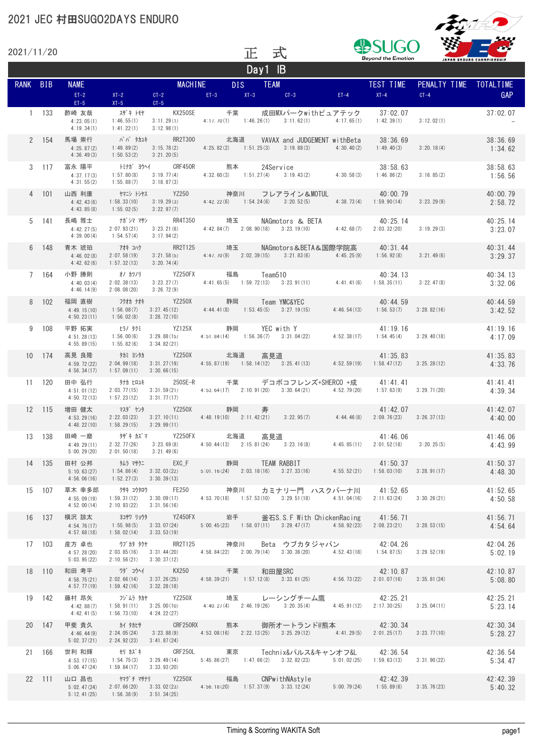# 2021 JEC 村田SUGO2DAYS ENDURO

2021/11/20

正　式

## Day1 IB

| RANK | BIB | NAME | | | MACHINE | DIS | | TEAM | | TEST TIME | PENALTY TIME | TOTALTIME |
|---|---|---|---|---|---|---|---|---|---|---|---|---|
| | | ET-2 | XT-2 | CT-2 | ET-3 | XT-3 | CT-3 | ET-4 | | XT-4 | CT-4 | GAP |
| | | ET-5 | XT-5 | CT-5 | | | | | | | | |
| 1 | 133 | 酢崎 友哉 | ｽｻﾞｷ ﾄﾓﾔ | | KX250SE | 千葉 | | 成田MXパークwithピュアテック | | 37:02.07 | | 37:02.07 |
| | | 4:23.05(1) | 1:46.55(1) | 3:11.29(1) | 4:17.70(1) | 1:46.26(1) | 3:11.62(1) | 4:17.65(1) | | 1:42.39(1) | 3:12.02(1) | – |
| | | 4:19.34(1) | 1:41.22(1) | 3:12.98(1) | | | | | | | | |
| 2 | 154 | 馬場 崇行 | ﾊﾞﾊﾞ ﾀｶﾕｷ | | RR2T300 | 北海道 | | VAVAX and JUDGEMENT withBeta | | 38:36.69 | | 38:36.69 |
| | | 4:25.87(2) | 1:49.89(2) | 3:15.78(2) | 4:25.82(2) | 1:51.25(3) | 3:19.88(3) | 4:30.40(2) | | 1:49.40(3) | 3:20.18(4) | 1:34.62 |
| | | 4:36.49(3) | 1:50.53(2) | 3:21.20(5) | | | | | | | | |
| 3 | 117 | 富永 陽平 | ﾄﾐﾅｶﾞ ﾖｳﾍｲ | | CRF450R | 熊本 | | 24Service | | 38:58.63 | | 38:58.63 |
| | | 4:37.17(3) | 1:57.80(8) | 3:19.77(4) | 4:32.60(3) | 1:51.27(4) | 3:19.43(2) | 4:30.58(3) | | 1:46.86(2) | 3:16.85(2) | 1:56.56 |
| | | 4:31.55(2) | 1:55.88(7) | 3:18.87(3) | | | | | | | | |
| 4 | 101 | 山西 利康 | ﾔﾏﾆｼ ﾄｼﾔｽ | | YZ250 | 神奈川 | | フレアライン＆MOTUL | | 40:00.79 | | 40:00.79 |
| | | 4:42.43(6) | 1:58.33(10) | 3:19.29(3) | 4:42.22(6) | 1:54.24(6) | 3:20.52(5) | 4:38.73(4) | | 1:59.90(14) | 3:23.29(9) | 2:58.72 |
| | | 4:43.85(8) | 1:55.02(5) | 3:22.97(7) | | | | | | | | |
| 5 | 141 | 長嶋 雅士 | ﾅｶﾞｼﾏ ﾏｻｼ | | RR4T350 | 埼玉 | | NAGmotors & BETA | | 40:25.14 | | 40:25.14 |
| | | 4:42.27(5) | 2:07.93(21) | 3:23.21(6) | 4:42.84(7) | 2:08.90(18) | 3:23.19(10) | 4:42.68(7) | | 2:03.32(20) | 3:19.29(3) | 3:23.07 |
| | | 4:39.00(4) | 1:54.57(4) | 3:17.94(2) | | | | | | | | |
| 6 | 148 | 青木 琥珀 | ｱｵｷ ｺﾊｸ | | RR2T125 | 埼玉 | | NAGmotors＆BETA＆国際学院高 | | 40:31.44 | | 40:31.44 |
| | | 4:46.02(8) | 2:07.58(19) | 3:21.58(5) | 4:47.70(9) | 2:02.39(15) | 3:21.83(6) | 4:45.25(9) | | 1:56.92(8) | 3:21.49(6) | 3:29.37 |
| | | 4:42.62(6) | 1:57.32(13) | 3:20.74(4) | | | | | | | | |
| 7 | 164 | 小野 勝則 | ｵﾉ ｶﾂﾉﾘ | | YZ250FX | 福島 | | Team510 | | 40:34.13 | | 40:34.13 |
| | | 4:40.03(4) | 2:02.38(13) | 3:23.27(7) | 4:41.65(5) | 1:59.72(13) | 3:23.91(11) | 4:41.41(6) | | 1:58.35(11) | 3:22.47(8) | 3:32.06 |
| | | 4:46.14(9) | 2:08.08(20) | 3:26.72(9) | | | | | | | | |
| 8 | 102 | 福岡 直樹 | ﾌｸｵｶ ﾅｵｷ | | YZ250X | 静岡 | | Team YMC&YEC | | 40:44.59 | | 40:44.59 |
| | | 4:49.15(10) | 1:56.08(7) | 3:27.45(12) | 4:44.41(8) | 1:53.45(5) | 3:27.19(15) | 4:46.54(13) | | 1:56.53(7) | 3:28.82(16) | 3:42.52 |
| | | 4:50.23(11) | 1:56.02(8) | 3:28.72(10) | | | | | | | | |
| 9 | 108 | 平野 拓実 | ﾋﾗﾉ ﾀｸﾐ | | YZ125X | 静岡 | | YEC with Y | | 41:19.16 | | 41:19.16 |
| | | 4:51.28(13) | 1:56.00(6) | 3:29.88(15) | 4:51.84(14) | 1:56.36(7) | 3:31.04(22) | 4:52.38(17) | | 1:54.45(4) | 3:29.40(18) | 4:17.09 |
| | | 4:55.89(15) | 1:55.82(6) | 3:34.82(21) | | | | | | | | |
| 10 | 174 | 高見 良隆 | ﾀｶﾐ ﾖｼﾀｶ | | YZ250X | 北海道 | | 高見道 | | 41:35.83 | | 41:35.83 |
| | | 4:59.72(22) | 2:04.99(18) | 3:31.27(19) | 4:55.87(19) | 1:58.14(12) | 3:25.41(13) | 4:52.59(19) | | 1:58.47(12) | 3:25.28(12) | 4:33.76 |
| | | 4:56.34(17) | 1:57.09(11) | 3:30.66(15) | | | | | | | | |
| 11 | 120 | 田中 弘行 | ﾀﾅｶ ﾋﾛﾕｷ | | 250SE-R | 千葉 | | デコボコフレンズ+SHERCO +成 | | 41:41.41 | | 41:41.41 |
| | | 4:51.01(12) | 2:03.77(15) | 3:31.59(21) | 4:53.64(17) | 2:10.91(20) | 3:30.64(21) | 4:52.79(20) | | 1:57.63(9) | 3:29.71(20) | 4:39.34 |
| | | 4:50.72(13) | 1:57.23(12) | 3:31.77(17) | | | | | | | | |
| 12 | 115 | 増田 健太 | ﾏｽﾀﾞ ｹﾝﾀ | | YZ250X | 静岡 | | 寿 | | 41:42.07 | | 41:42.07 |
| | | 4:53.29(16) | 2:22.03(23) | 3:27.10(11) | 4:48.19(10) | 2:11.42(21) | 3:22.95(7) | 4:44.46(8) | | 2:09.76(23) | 3:26.37(13) | 4:40.00 |
| | | 4:48.22(10) | 1:58.29(15) | 3:29.99(11) | | | | | | | | |
| 13 | 138 | 田崎 一磨 | ﾀｻﾞｷ ｶｽﾞﾏ | | YZ250FX | 北海道 | | 高見道 | | 41:46.06 | | 41:46.06 |
| | | 4:49.29(11) | 2:32.77(26) | 3:23.69(8) | 4:50.44(13) | 2:15.81(24) | 3:23.16(8) | 4:45.85(11) | | 2:01.52(18) | 3:20.25(5) | 4:43.99 |
| | | 5:00.29(20) | 2:01.50(18) | 3:21.49(6) | | | | | | | | |
| 14 | 135 | 田村 公邦 | ﾀﾑﾗ ﾏｻｸﾆ | | EXC_F | 静岡 | | TEAM RABBIT | | 41:50.37 | | 41:50.37 |
| | | 5:10.63(27) | 1:54.86(4) | 3:32.03(22) | 5:01.16(24) | 2:03.18(16) | 3:27.33(16) | 4:55.52(21) | | 1:58.03(10) | 3:28.91(17) | 4:48.30 |
| | | 4:56.06(16) | 1:52.27(3) | 3:30.39(13) | | | | | | | | |
| 15 | 107 | 草木 幸多郎 | ｸｻｷ ｺｳﾀﾛｳ | | FE250 | 神奈川 | | カミナリー門 ハスクバーナ川 | | 41:52.65 | | 41:52.65 |
| | | 4:55.09(19) | 1:59.31(12) | 3:30.09(17) | 4:53.70(18) | 1:57.53(10) | 3:29.51(18) | 4:51.04(16) | | 2:11.63(24) | 3:30.26(21) | 4:50.58 |
| | | 4:52.00(14) | 2:10.93(22) | 3:31.56(16) | | | | | | | | |
| 16 | 137 | 横沢 諒太 | ﾖｺｻﾜ ﾘｮｳﾀ | | YZ450FX | 岩手 | | 釜石S.S.F With ChickenRacing | | 41:56.71 | | 41:56.71 |
| | | 4:54.76(17) | 1:55.98(5) | 3:33.07(24) | 5:00.45(23) | 1:58.07(11) | 3:29.47(17) | 4:58.92(23) | | 2:08.23(21) | 3:28.53(15) | 4:54.64 |
| | | 4:57.68(18) | 1:58.02(14) | 3:33.53(19) | | | | | | | | |
| 17 | 103 | 産方 卓也 | ｳﾌﾞｶﾀ ﾀｸﾔ | | RR2T125 | 神奈川 | | Beta ウブカタジャパン | | 42:04.26 | | 42:04.26 |
| | | 4:57.28(20) | 2:03.85(16) | 3:31.44(20) | 4:58.84(22) | 2:00.79(14) | 3:30.36(20) | 4:52.43(18) | | 1:54.87(5) | 3:29.52(19) | 5:02.19 |
| | | 5:03.95(22) | 2:10.56(21) | 3:30.37(12) | | | | | | | | |
| 18 | 110 | 和田 孝平 | ﾜﾀﾞ ｺｳﾍｲ | | KX250 | 千葉 | | 和田屋SRC | | 42:10.87 | | 42:10.87 |
| | | 4:58.75(21) | 2:02.66(14) | 3:37.26(25) | 4:58.39(21) | 1:57.12(8) | 3:33.61(25) | 4:56.73(22) | | 2:01.07(16) | 3:35.81(24) | 5:08.80 |
| | | 4:57.77(19) | 1:59.42(16) | 3:32.28(18) | | | | | | | | |
| 19 | 142 | 藤村 昂矢 | ﾌｼﾞﾑﾗ ﾀｶﾔ | | YZ250X | 埼玉 | | レーシングチーム鷹 | | 42:25.21 | | 42:25.21 |
| | | 4:42.88(7) | 1:58.91(11) | 3:25.00(10) | 4:40.27(4) | 2:46.19(26) | 3:20.35(4) | 4:45.91(12) | | 2:17.30(25) | 3:25.04(11) | 5:23.14 |
| | | 4:42.41(5) | 1:56.73(10) | 4:24.22(27) | | | | | | | | |
| 20 | 147 | 甲斐 貴久 | ｶｲ ﾀｶﾋｻ | | CRF250RX | 熊本 | | 御所オートランド@熊本 | | 42:30.34 | | 42:30.34 |
| | | 4:46.44(9) | 2:24.05(24) | 3:23.88(9) | 4:53.08(16) | 2:22.13(25) | 3:25.29(12) | 4:41.29(5) | | 2:01.25(17) | 3:23.77(10) | 5:28.27 |
| | | 5:02.37(21) | 2:24.92(23) | 3:41.87(24) | | | | | | | | |
| 21 | 166 | 世利 和輝 | ｾﾘ ｶｽﾞｷ | | CRF250L | 東京 | | Technix&パルス&キャンオフ&L | | 42:36.54 | | 42:36.54 |
| | | 4:53.17(15) | 1:54.75(3) | 3:29.49(14) | 5:45.86(27) | 1:47.66(2) | 3:32.82(23) | 5:01.02(25) | | 1:59.63(13) | 3:31.90(22) | 5:34.47 |
| | | 5:06.47(24) | 1:59.84(17) | 3:33.93(20) | | | | | | | | |
| 22 | 111 | 山口 昌也 | ﾔﾏｸﾞﾁ ﾏｻﾅﾘ | | YZ250X | 福島 | | CNPwithNAstyle | | 42:42.39 | | 42:42.39 |
| | | 5:02.47(24) | 2:07.66(20) | 3:33.02(23) | 4:56.18(20) | 1:57.37(9) | 3:33.12(24) | 5:00.79(24) | | 1:55.89(6) | 3:35.76(23) | 5:40.32 |
| | | 5:12.41(25) | 1:56.38(9) | 3:51.34(25) | | | | | | | | |

Timing & Scoring WAKITA Soft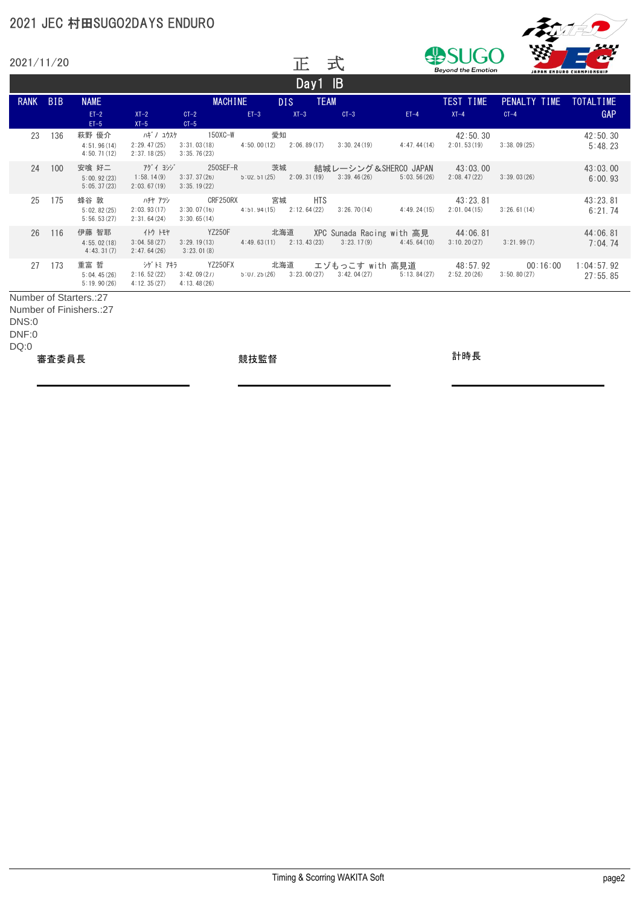# 2021 JEC 村田SUGO2DAYS ENDURO

2021/11/20

正 式

## Day1 IB

| RANK | BIB | NAME | | MACHINE | DIS | TEAM | | | TEST TIME | PENALTY TIME | TOTALTIME |
|---|---|---|---|---|---|---|---|---|---|---|---|
| | | ET-2 | XT-2 | CT-2 | ET-3 | XT-3 | CT-3 | ET-4 | XT-4 | CT-4 | GAP |
| | | ET-5 | XT-5 | CT-5 | | | | | | | |
| 23 | 136 | 萩野 優介 | ﾊｷﾞﾉ ﾕｳｽｹ | 150XC-W | 愛知 | | | | 42:50.30 | | 42:50.30 |
| | | 4:51.96(14) | 2:29.47(25) | 3:31.03(18) | 4:50.00(12) | 2:06.89(17) | 3:30.24(19) | 4:47.44(14) | 2:01.53(19) | 3:38.09(25) | 5:48.23 |
| | | 4:50.71(12) | 2:37.18(25) | 3:35.76(23) | | | | | | | |
| 24 | 100 | 安喰 好二 | ｱｸﾞｲ ﾖｼｼﾞ | 250SEF-R | 茨城 | 結城レーシング&SHERCO JAPAN | | | 43:03.00 | | 43:03.00 |
| | | 5:00.92(23) | 1:58.14(9) | 3:37.37(26) | 5:02.51(25) | 2:09.31(19) | 3:39.46(26) | 5:03.56(26) | 2:08.47(22) | 3:39.03(26) | 6:00.93 |
| | | 5:05.37(23) | 2:03.67(19) | 3:35.19(22) | | | | | | | |
| 25 | 175 | 蜂谷 敦 | ﾊﾁﾔ ｱﾂｼ | CRF250RX | 宮城 | HTS | | | 43:23.81 | | 43:23.81 |
| | | 5:02.82(25) | 2:03.93(17) | 3:30.07(16) | 4:51.94(15) | 2:12.64(22) | 3:26.70(14) | 4:49.24(15) | 2:01.04(15) | 3:26.61(14) | 6:21.74 |
| | | 5:56.53(27) | 2:31.64(24) | 3:30.65(14) | | | | | | | |
| 26 | 116 | 伊藤 智耶 | ｲﾄｳ ﾄﾓﾔ | YZ250F | 北海道 | XPC Sunada Racing with 高見 | | | 44:06.81 | | 44:06.81 |
| | | 4:55.02(18) | 3:04.58(27) | 3:29.19(13) | 4:49.63(11) | 2:13.43(23) | 3:23.17(9) | 4:45.64(10) | 3:10.20(27) | 3:21.99(7) | 7:04.74 |
| | | 4:43.31(7) | 2:47.64(26) | 3:23.01(8) | | | | | | | |
| 27 | 173 | 重富 哲 | ｼｹﾞﾄﾐ ｱｷﾗ | YZ250FX | 北海道 | エゾもっこす with 高見道 | | | 48:57.92 | 00:16:00 | 1:04:57.92 |
| | | 5:04.45(26) | 2:16.52(22) | 3:42.09(27) | 5:07.25(26) | 3:23.00(27) | 3:42.04(27) | 5:13.84(27) | 2:52.20(26) | 3:50.80(27) | 27:55.85 |
| | | 5:19.90(26) | 4:12.35(27) | 4:13.48(26) | | | | | | | |

Number of Starters.:27
Number of Finishers.:27
DNS:0
DNF:0
DQ:0

審査委員長　　　　競技監督　　　　計時長

Timing & Scoring WAKITA Soft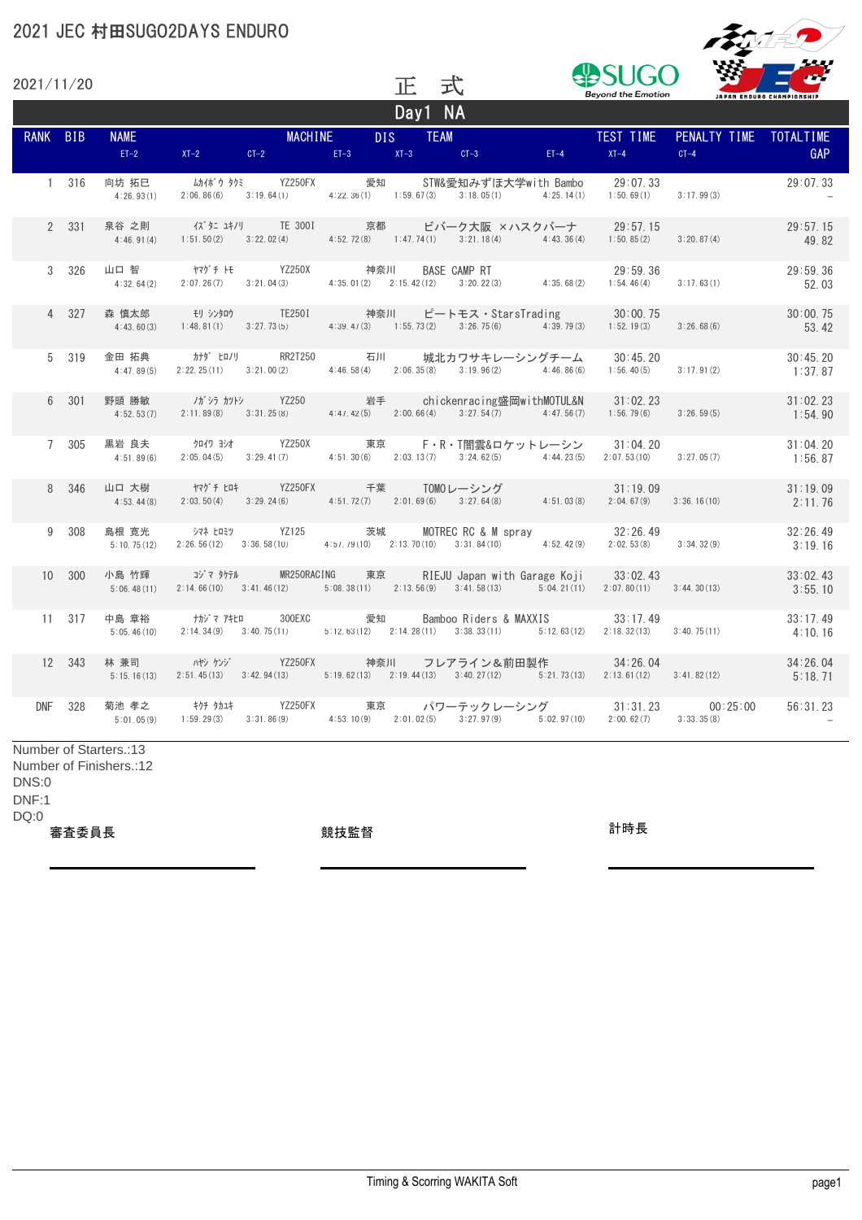# 2021 JEC 村田SUGO2DAYS ENDURO

2021/11/20

正　式

## Day1 NA

| RANK | BIB | NAME | | MACHINE | DIS | TEAM | | TEST TIME | PENALTY TIME | TOTALTIME |
|---|---|---|---|---|---|---|---|---|---|---|
| | | ET-2 | XT-2 / CT-2 | ET-3 | XT-3 | CT-3 | ET-4 | XT-4 | CT-4 | GAP |
| 1 | 316 | 向坊 拓巳 | ﾑｶｲﾎﾞｳ ﾀｸﾐ | YZ250FX | 愛知 | STW&愛知みずほ大学with Bambo | | 29:07.33 | | 29:07.33 |
| | | 4:26.93(1) | 2:06.86(6) / 3:19.64(1) | 4:22.36(1) | 1:59.67(3) | 3:18.05(1) | 4:25.14(1) | 1:50.69(1) | 3:17.99(3) | – |
| 2 | 331 | 泉谷 之則 | ｲｽﾞﾀﾆ ﾕｷﾉﾘ | TE 300I | 京都 | ビバーク大阪 ×ハスクバーナ | | 29:57.15 | | 29:57.15 |
| | | 4:46.91(4) | 1:51.50(2) / 3:22.02(4) | 4:52.72(8) | 1:47.74(1) | 3:21.18(4) | 4:43.36(4) | 1:50.85(2) | 3:20.87(4) | 49.82 |
| 3 | 326 | 山口 智 | ﾔﾏｸﾞﾁ ﾄﾓ | YZ250X | 神奈川 | BASE CAMP RT | | 29:59.36 | | 29:59.36 |
| | | 4:32.64(2) | 2:07.26(7) / 3:21.04(3) | 4:35.01(2) | 2:15.42(12) | 3:20.22(3) | 4:35.68(2) | 1:54.46(4) | 3:17.63(1) | 52.03 |
| 4 | 327 | 森 慎太郎 | ﾓﾘ ｼﾝﾀﾛｳ | TE250I | 神奈川 | ビートモス・StarsTrading | | 30:00.75 | | 30:00.75 |
| | | 4:43.60(3) | 1:48.81(1) / 3:27.73(5) | 4:39.47(3) | 1:55.73(2) | 3:26.75(6) | 4:39.79(3) | 1:52.19(3) | 3:26.68(6) | 53.42 |
| 5 | 319 | 金田 拓典 | ｶﾅﾀﾞ ﾋﾛﾉﾘ | RR2T250 | 石川 | 城北カワサキレーシングチーム | | 30:45.20 | | 30:45.20 |
| | | 4:47.89(5) | 2:22.25(11) / 3:21.00(2) | 4:46.58(4) | 2:06.35(8) | 3:19.96(2) | 4:46.86(6) | 1:56.40(5) | 3:17.91(2) | 1:37.87 |
| 6 | 301 | 野頭 勝敏 | ﾉｶﾞｼﾗ ｶﾂﾄｼ | YZ250 | 岩手 | chickenracing盛岡withMOTUL&N | | 31:02.23 | | 31:02.23 |
| | | 4:52.53(7) | 2:11.89(8) / 3:31.25(8) | 4:47.42(5) | 2:00.66(4) | 3:27.54(7) | 4:47.56(7) | 1:56.79(6) | 3:26.59(5) | 1:54.90 |
| 7 | 305 | 黒岩 良夫 | ｸﾛｲﾜ ﾖｼｵ | YZ250X | 東京 | F・R・T闇雲&ロケットレーシン | | 31:04.20 | | 31:04.20 |
| | | 4:51.89(6) | 2:05.04(5) / 3:29.41(7) | 4:51.30(6) | 2:03.13(7) | 3:24.62(5) | 4:44.23(5) | 2:07.53(10) | 3:27.05(7) | 1:56.87 |
| 8 | 346 | 山口 大樹 | ﾔﾏｸﾞﾁ ﾋﾛｷ | YZ250FX | 千葉 | TOMOレーシング | | 31:19.09 | | 31:19.09 |
| | | 4:53.44(8) | 2:03.50(4) / 3:29.24(6) | 4:51.72(7) | 2:01.69(6) | 3:27.64(8) | 4:51.03(8) | 2:04.67(9) | 3:36.16(10) | 2:11.76 |
| 9 | 308 | 島根 寛光 | ｼﾏﾈ ﾋﾛﾐﾂ | YZ125 | 茨城 | MOTREC RC & M spray | | 32:26.49 | | 32:26.49 |
| | | 5:10.75(12) | 2:26.56(12) / 3:36.58(10) | 4:57.79(10) | 2:13.70(10) | 3:31.84(10) | 4:52.42(9) | 2:02.53(8) | 3:34.32(9) | 3:19.16 |
| 10 | 300 | 小島 竹輝 | ｺｼﾞﾏ ﾀｹﾃﾙ | MR250RACING | 東京 | RIEJU Japan with Garage Koji | | 33:02.43 | | 33:02.43 |
| | | 5:06.48(11) | 2:14.66(10) / 3:41.46(12) | 5:08.38(11) | 2:13.56(9) | 3:41.58(13) | 5:04.21(11) | 2:07.80(11) | 3:44.30(13) | 3:55.10 |
| 11 | 317 | 中島 章裕 | ﾅｶｼﾞﾏ ｱｷﾋﾛ | 300EXC | 愛知 | Bamboo Riders & MAXXIS | | 33:17.49 | | 33:17.49 |
| | | 5:05.46(10) | 2:14.34(9) / 3:40.75(11) | 5:12.63(12) | 2:14.28(11) | 3:38.33(11) | 5:12.63(12) | 2:18.32(13) | 3:40.75(11) | 4:10.16 |
| 12 | 343 | 林 兼司 | ﾊﾔｼ ｹﾝｼﾞ | YZ250FX | 神奈川 | フレアライン&前田製作 | | 34:26.04 | | 34:26.04 |
| | | 5:15.16(13) | 2:51.45(13) / 3:42.94(13) | 5:19.62(13) | 2:19.44(13) | 3:40.27(12) | 5:21.73(13) | 2:13.61(12) | 3:41.82(12) | 5:18.71 |
| DNF | 328 | 菊池 孝之 | ｷｸﾁ ﾀｶﾕｷ | YZ250FX | 東京 | パワーテックレーシング | | 31:31.23 | 00:25:00 | 56:31.23 |
| | | 5:01.05(9) | 1:59.29(3) / 3:31.86(9) | 4:53.10(9) | 2:01.02(5) | 3:27.97(9) | 5:02.97(10) | 2:00.62(7) | 3:33.35(8) | – |

Number of Starters.:13
Number of Finishers.:12
DNS:0
DNF:1
DQ:0

審査委員長　　　　　　　　競技監督　　　　　　　　計時長

Timing & Scoring WAKITA Soft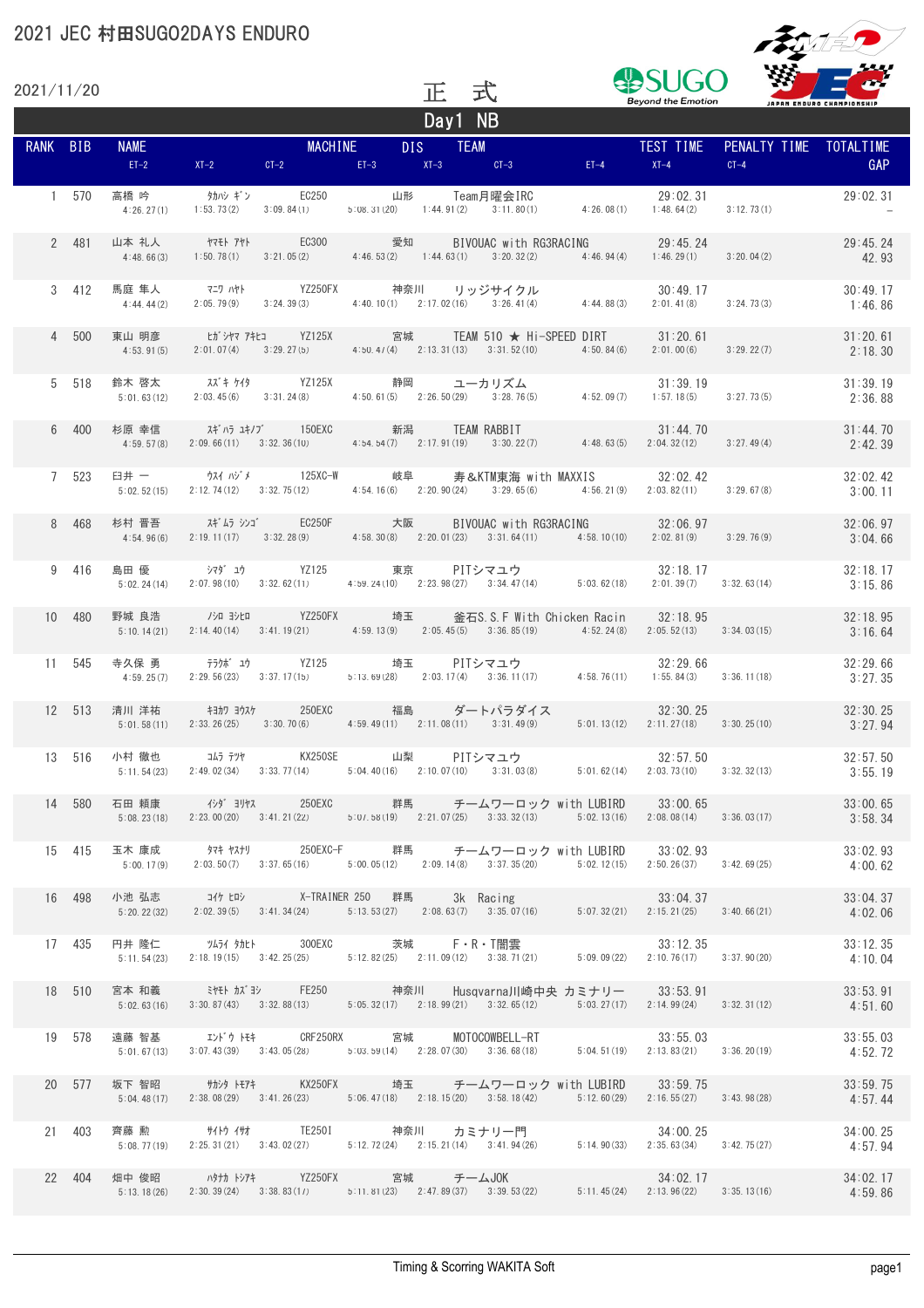# 2021 JEC 村田SUGO2DAYS ENDURO

2021/11/20

正 式

## Day1 NB

| RANK | BIB | NAME | | MACHINE | DIS | TEAM | | TEST TIME | PENALTY TIME | TOTALTIME |
|---|---|---|---|---|---|---|---|---|---|---|
| | | ET-2 | XT-2 | CT-2 | ET-3 | XT-3 | CT-3 | ET-4 | XT-4 | CT-4 | GAP |
| 1 | 570 | 高橋 吟 | タカハシ ギン | EC250 | 山形 | Team月曜会IRC | | 29:02.31 | | 29:02.31 |
| | | 4:26.27(1) | 1:53.73(2) | 3:09.84(1) | 5:08.31(20) | 1:44.91(2) | 3:11.80(1) | 4:26.08(1) | 1:48.64(2) | 3:12.73(1) | – |
| 2 | 481 | 山本 礼人 | ヤマモト アヤト | EC300 | 愛知 | BIVOUAC with RG3RACING | | 29:45.24 | | 29:45.24 |
| | | 4:48.66(3) | 1:50.78(1) | 3:21.05(2) | 4:46.53(2) | 1:44.63(1) | 3:20.32(2) | 4:46.94(4) | 1:46.29(1) | 3:20.04(2) | 42.93 |
| 3 | 412 | 馬庭 隼人 | マニワ ハヤト | YZ250FX | 神奈川 | リッジサイクル | | 30:49.17 | | 30:49.17 |
| | | 4:44.44(2) | 2:05.79(9) | 3:24.39(3) | 4:40.10(1) | 2:17.02(16) | 3:26.41(4) | 4:44.88(3) | 2:01.41(8) | 3:24.73(3) | 1:46.86 |
| 4 | 500 | 東山 明彦 | ヒガシヤマ アキヒコ | YZ125X | 宮城 | TEAM 510 ★ Hi-SPEED DIRT | | 31:20.61 | | 31:20.61 |
| | | 4:53.91(5) | 2:01.07(4) | 3:29.27(5) | 4:50.47(4) | 2:13.31(13) | 3:31.52(10) | 4:50.84(6) | 2:01.00(6) | 3:29.22(7) | 2:18.30 |
| 5 | 518 | 鈴木 啓太 | スズキ ケイタ | YZ125X | 静岡 | ユーカリズム | | 31:39.19 | | 31:39.19 |
| | | 5:01.63(12) | 2:03.45(6) | 3:31.24(8) | 4:50.61(5) | 2:26.50(29) | 3:28.76(5) | 4:52.09(7) | 1:57.18(5) | 3:27.73(5) | 2:36.88 |
| 6 | 400 | 杉原 幸信 | スギハラ ユキノブ | 150EXC | 新潟 | TEAM RABBIT | | 31:44.70 | | 31:44.70 |
| | | 4:59.57(8) | 2:09.66(11) | 3:32.36(10) | 4:54.54(7) | 2:17.91(19) | 3:30.22(7) | 4:48.63(5) | 2:04.32(12) | 3:27.49(4) | 2:42.39 |
| 7 | 523 | 臼井 一 | ウスイ ハジメ | 125XC-W | 岐阜 | 寿&KTM東海 with MAXXIS | | 32:02.42 | | 32:02.42 |
| | | 5:02.52(15) | 2:12.74(12) | 3:32.75(12) | 4:54.16(6) | 2:20.90(24) | 3:29.65(6) | 4:56.21(9) | 2:03.82(11) | 3:29.67(8) | 3:00.11 |
| 8 | 468 | 杉村 晋吾 | スギムラ シンゴ | EC250F | 大阪 | BIVOUAC with RG3RACING | | 32:06.97 | | 32:06.97 |
| | | 4:54.96(6) | 2:19.11(17) | 3:32.28(9) | 4:58.30(8) | 2:20.01(23) | 3:31.64(11) | 4:58.10(10) | 2:02.81(9) | 3:29.76(9) | 3:04.66 |
| 9 | 416 | 島田 優 | シマダ ユウ | YZ125 | 東京 | PITシマユウ | | 32:18.17 | | 32:18.17 |
| | | 5:02.24(14) | 2:07.98(10) | 3:32.62(11) | 4:59.24(10) | 2:23.98(27) | 3:34.47(14) | 5:03.62(18) | 2:01.39(7) | 3:32.63(14) | 3:15.86 |
| 10 | 480 | 野城 良浩 | ノシロ ヨシヒロ | YZ250FX | 埼玉 | 釜石S.S.F With Chicken Racin | | 32:18.95 | | 32:18.95 |
| | | 5:10.14(21) | 2:14.40(14) | 3:41.19(21) | 4:59.13(9) | 2:05.45(5) | 3:36.85(19) | 4:52.24(8) | 2:05.52(13) | 3:34.03(15) | 3:16.64 |
| 11 | 545 | 寺久保 勇 | テラクボ ユウ | YZ125 | 埼玉 | PITシマユウ | | 32:29.66 | | 32:29.66 |
| | | 4:59.25(7) | 2:29.56(23) | 3:37.17(15) | 5:13.69(28) | 2:03.17(4) | 3:36.11(17) | 4:58.76(11) | 1:55.84(3) | 3:36.11(18) | 3:27.35 |
| 12 | 513 | 清川 洋祐 | キヨカワ ヨウスケ | 250EXC | 福島 | ダートパラダイス | | 32:30.25 | | 32:30.25 |
| | | 5:01.58(11) | 2:33.26(25) | 3:30.70(6) | 4:59.49(11) | 2:11.08(11) | 3:31.49(9) | 5:01.13(12) | 2:11.27(18) | 3:30.25(10) | 3:27.94 |
| 13 | 516 | 小村 徹也 | コムラ テツヤ | KX250SE | 山梨 | PITシマユウ | | 32:57.50 | | 32:57.50 |
| | | 5:11.54(23) | 2:49.02(34) | 3:33.77(14) | 5:04.40(16) | 2:10.07(10) | 3:31.03(8) | 5:01.62(14) | 2:03.73(10) | 3:32.32(13) | 3:55.19 |
| 14 | 580 | 石田 頼康 | イシダ ヨリヤス | 250EXC | 群馬 | チームワーロック with LUBIRD | | 33:00.65 | | 33:00.65 |
| | | 5:08.23(18) | 2:23.00(20) | 3:41.21(22) | 5:07.58(19) | 2:21.07(25) | 3:33.32(13) | 5:02.13(16) | 2:08.08(14) | 3:36.03(17) | 3:58.34 |
| 15 | 415 | 玉木 康成 | タマキ ヤスナリ | 250EXC-F | 群馬 | チームワーロック with LUBIRD | | 33:02.93 | | 33:02.93 |
| | | 5:00.17(9) | 2:03.50(7) | 3:37.65(16) | 5:00.05(12) | 2:09.14(8) | 3:37.35(20) | 5:02.12(15) | 2:50.26(37) | 3:42.69(25) | 4:00.62 |
| 16 | 498 | 小池 弘志 | コイケ ヒロシ | X-TRAINER 250 | 群馬 | 3k Racing | | 33:04.37 | | 33:04.37 |
| | | 5:20.22(32) | 2:02.39(5) | 3:41.34(24) | 5:13.53(27) | 2:08.63(7) | 3:35.07(16) | 5:07.32(21) | 2:15.21(25) | 3:40.66(21) | 4:02.06 |
| 17 | 435 | 円井 隆仁 | ツムライ タカヒト | 300EXC | 茨城 | F・R・T闇雲 | | 33:12.35 | | 33:12.35 |
| | | 5:11.54(23) | 2:18.19(15) | 3:42.25(25) | 5:12.82(25) | 2:11.09(12) | 3:38.71(21) | 5:09.09(22) | 2:10.76(17) | 3:37.90(20) | 4:10.04 |
| 18 | 510 | 宮本 和義 | ミヤモト カズヨシ | FE250 | 神奈川 | Husqvarna川崎中央 カミナリー | | 33:53.91 | | 33:53.91 |
| | | 5:02.63(16) | 3:30.87(43) | 3:32.88(13) | 5:05.32(17) | 2:18.99(21) | 3:32.65(12) | 5:03.27(17) | 2:14.99(24) | 3:32.31(12) | 4:51.60 |
| 19 | 578 | 遠藤 智基 | エンドウ トモキ | CRF250RX | 宮城 | MOTOCOWBELL-RT | | 33:55.03 | | 33:55.03 |
| | | 5:01.67(13) | 3:07.43(39) | 3:43.05(28) | 5:03.59(14) | 2:28.07(30) | 3:36.68(18) | 5:04.51(19) | 2:13.83(21) | 3:36.20(19) | 4:52.72 |
| 20 | 577 | 坂下 智昭 | サカシタ トモアキ | KX250FX | 埼玉 | チームワーロック with LUBIRD | | 33:59.75 | | 33:59.75 |
| | | 5:04.48(17) | 2:38.08(29) | 3:41.26(23) | 5:06.47(18) | 2:18.15(20) | 3:58.18(42) | 5:12.60(29) | 2:16.55(27) | 3:43.98(28) | 4:57.44 |
| 21 | 403 | 齊藤 勲 | サイトウ イサオ | TE250I | 神奈川 | カミナリー門 | | 34:00.25 | | 34:00.25 |
| | | 5:08.77(19) | 2:25.31(21) | 3:43.02(27) | 5:12.72(24) | 2:15.21(14) | 3:41.94(26) | 5:14.90(33) | 2:35.63(34) | 3:42.75(27) | 4:57.94 |
| 22 | 404 | 畑中 俊昭 | ハタナカ トシアキ | YZ250FX | 宮城 | チームJOK | | 34:02.17 | | 34:02.17 |
| | | 5:13.18(26) | 2:30.39(24) | 3:38.83(17) | 5:11.81(23) | 2:47.89(37) | 3:39.53(22) | 5:11.45(24) | 2:13.96(22) | 3:35.13(16) | 4:59.86 |

Timing & Scoring WAKITA Soft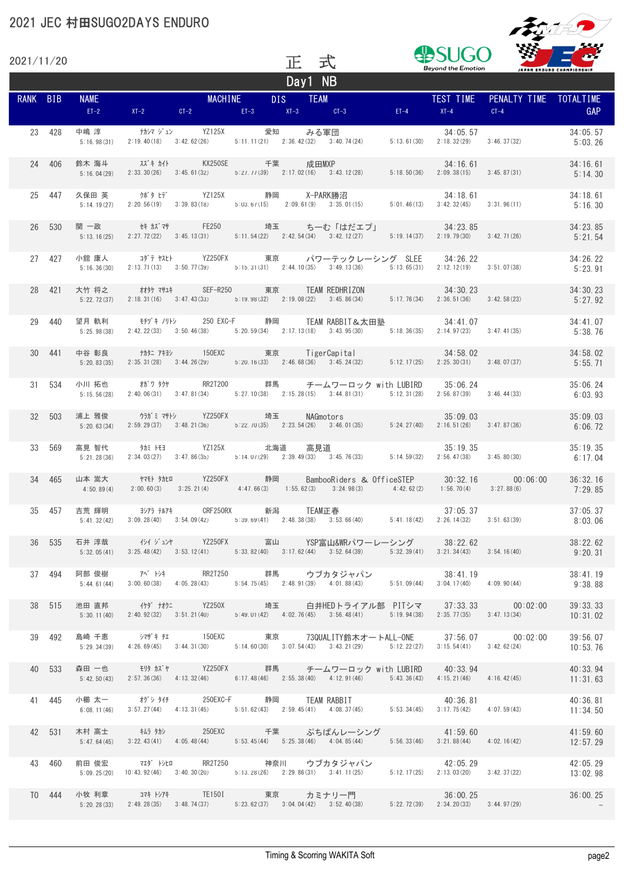# 2021 JEC 村田SUGO2DAYS ENDURO

2021/11/20

正 式

Day1 NB

| RANK | BIB | NAME | | MACHINE | DIS | TEAM | | | TEST TIME | PENALTY TIME | TOTALTIME |
|---|---|---|---|---|---|---|---|---|---|---|---|
| | | ET-2 | XT-2 | CT-2 | ET-3 | XT-3 | CT-3 | ET-4 | XT-4 | CT-4 | GAP |
| 23 | 428 | 中嶋 淳 | ﾅｶｼﾏ ｼﾞｭﾝ | YZ125X | 愛知 | みる軍団 | | | 34:05.57 | | 34:05.57 |
| | | 5:16.98(31) | 2:19.40(18) | 3:42.62(26) | 5:11.11(21) | 2:36.42(32) | 3:40.74(24) | 5:13.61(30) | 2:18.32(29) | 3:46.37(32) | 5:03.26 |
| 24 | 406 | 鈴木 海斗 | ｽｽﾞｷ ｶｲﾄ | KX250SE | 千葉 | 成田MXP | | | 34:16.61 | | 34:16.61 |
| | | 5:16.04(29) | 2:33.30(26) | 3:45.61(32) | 5:27.77(39) | 2:17.02(16) | 3:43.12(28) | 5:18.50(36) | 2:09.38(15) | 3:45.87(31) | 5:14.30 |
| 25 | 447 | 久保田 英 | ｸﾎﾞﾀ ﾋﾃﾞ | YZ125X | 静岡 | X-PARK勝沼 | | | 34:18.61 | | 34:18.61 |
| | | 5:14.19(27) | 2:20.56(19) | 3:39.83(18) | 5:03.67(15) | 2:09.61(9) | 3:35.01(15) | 5:01.46(13) | 3:42.32(45) | 3:31.96(11) | 5:16.30 |
| 26 | 530 | 関 一政 | ｾｷ ｶｽﾞﾏｻ | FE250 | 埼玉 | ちーむ「はだエブ」 | | | 34:23.85 | | 34:23.85 |
| | | 5:13.16(25) | 2:27.72(22) | 3:45.13(31) | 5:11.54(22) | 2:42.54(34) | 3:42.12(27) | 5:19.14(37) | 2:19.79(30) | 3:42.71(26) | 5:21.54 |
| 27 | 427 | 小舘 康人 | ｺﾀﾞﾃ ﾔｽﾋﾄ | YZ250FX | 東京 | パワーテックレーシング SLEE | | | 34:26.22 | | 34:26.22 |
| | | 5:16.36(30) | 2:13.71(13) | 3:50.77(39) | 5:15.31(31) | 2:44.10(35) | 3:49.13(36) | 5:13.65(31) | 2:12.12(19) | 3:51.07(38) | 5:23.91 |
| 28 | 421 | 大竹 将之 | ｵｵﾀｹ ﾏｻﾕｷ | SEF-R250 | 東京 | TEAM REDHRIZON | | | 34:30.23 | | 34:30.23 |
| | | 5:22.72(37) | 2:18.31(16) | 3:47.43(33) | 5:19.98(32) | 2:19.08(22) | 3:45.86(34) | 5:17.76(34) | 2:36.51(36) | 3:42.58(23) | 5:27.92 |
| 29 | 440 | 望月 軌利 | ﾓﾁﾂﾞｷ ﾉﾘﾄｼ | 250 EXC-F | 静岡 | TEAM RABBIT＆太田塾 | | | 34:41.07 | | 34:41.07 |
| | | 5:25.98(38) | 2:42.22(33) | 3:50.46(38) | 5:20.59(34) | 2:17.13(18) | 3:43.95(30) | 5:18.36(35) | 2:14.97(23) | 3:47.41(35) | 5:38.76 |
| 30 | 441 | 中谷 彰良 | ﾅｶﾀﾆ ｱｷﾖｼ | 150EXC | 東京 | TigerCapital | | | 34:58.02 | | 34:58.02 |
| | | 5:20.83(35) | 2:35.31(28) | 3:44.26(29) | 5:20.16(33) | 2:46.68(36) | 3:45.24(32) | 5:12.17(25) | 2:25.30(31) | 3:48.07(37) | 5:55.71 |
| 31 | 534 | 小川 拓也 | ｵｶﾞﾜ ﾀｸﾔ | RR2T200 | 群馬 | チームワーロック with LUBIRD | | | 35:06.24 | | 35:06.24 |
| | | 5:15.56(28) | 2:40.06(31) | 3:47.81(34) | 5:27.10(38) | 2:15.28(15) | 3:44.81(31) | 5:12.31(28) | 2:56.87(39) | 3:46.44(33) | 6:03.93 |
| 32 | 503 | 浦上 雅俊 | ｳﾗｶﾞﾐ ﾏｻﾄｼ | YZ250FX | 埼玉 | NAGmotors | | | 35:09.03 | | 35:09.03 |
| | | 5:20.63(34) | 2:59.29(37) | 3:48.21(36) | 5:22.70(35) | 2:23.54(26) | 3:46.01(35) | 5:24.27(40) | 2:16.51(26) | 3:47.87(36) | 6:06.72 |
| 33 | 569 | 高見 智代 | ﾀｶﾐ ﾄﾓﾖ | YZ125X | 北海道 | 高見道 | | | 35:19.35 | | 35:19.35 |
| | | 5:21.28(36) | 2:34.03(27) | 3:47.86(35) | 5:14.07(29) | 2:39.49(33) | 3:45.76(33) | 5:14.59(32) | 2:56.47(38) | 3:45.80(30) | 6:17.04 |
| 34 | 465 | 山本 嵩大 | ﾔﾏﾓﾄ ﾀｶﾋﾛ | YZ250FX | 静岡 | BambooRiders & OfficeSTEP | | | 30:32.16 | 00:06:00 | 36:32.16 |
| | | 4:50.89(4) | 2:00.60(3) | 3:25.21(4) | 4:47.66(3) | 1:55.62(3) | 3:24.98(3) | 4:42.62(2) | 1:56.70(4) | 3:27.88(6) | 7:29.85 |
| 35 | 457 | 吉荒 輝明 | ﾖｼｱﾗ ﾃﾙｱｷ | CRF250RX | 新潟 | TEAM正春 | | | 37:05.37 | | 37:05.37 |
| | | 5:41.32(42) | 3:09.28(40) | 3:54.09(42) | 5:39.69(41) | 2:48.38(38) | 3:53.66(40) | 5:41.18(42) | 2:26.14(32) | 3:51.63(39) | 8:03.06 |
| 36 | 535 | 石井 淳哉 | ｲｼｲ ｼﾞｭﾝﾔ | YZ250FX | 富山 | YSP富山&WRパワーレーシング | | | 38:22.62 | | 38:22.62 |
| | | 5:32.05(41) | 3:25.48(42) | 3:53.12(41) | 5:33.82(40) | 3:17.62(44) | 3:52.64(39) | 5:32.39(41) | 3:21.34(43) | 3:54.16(40) | 9:20.31 |
| 37 | 494 | 阿部 俊樹 | ｱﾍﾞ ﾄｼｷ | RR2T250 | 群馬 | ウブカタジャパン | | | 38:41.19 | | 38:41.19 |
| | | 5:44.61(44) | 3:00.60(38) | 4:05.28(43) | 5:54.75(45) | 2:48.91(39) | 4:01.88(43) | 5:51.09(44) | 3:04.17(40) | 4:09.90(44) | 9:38.88 |
| 38 | 515 | 池田 直邦 | ｲｹﾀﾞ ﾅｵｸﾆ | YZ250X | 埼玉 | 白井HEDトライアル部 PITシマ | | | 37:33.33 | 00:02:00 | 39:33.33 |
| | | 5:30.11(40) | 2:40.92(32) | 3:51.21(40) | 5:49.01(42) | 4:02.76(45) | 3:56.48(41) | 5:19.94(38) | 2:35.77(35) | 3:47.13(34) | 10:31.02 |
| 39 | 492 | 島崎 千恵 | ｼﾏｻﾞｷ ﾁｴ | 150EXC | 東京 | 73QUALITY鈴木オートALL-ONE | | | 37:56.07 | 00:02:00 | 39:56.07 |
| | | 5:29.34(39) | 4:26.69(45) | 3:44.31(30) | 5:14.60(30) | 3:07.54(43) | 3:43.21(29) | 5:12.22(27) | 3:15.54(41) | 3:42.62(24) | 10:53.76 |
| 40 | 533 | 森田 一也 | ﾓﾘﾀ ｶｽﾞﾔ | YZ250FX | 群馬 | チームワーロック with LUBIRD | | | 40:33.94 | | 40:33.94 |
| | | 5:42.50(43) | 2:57.36(36) | 4:13.32(46) | 6:17.48(46) | 2:55.38(40) | 4:12.91(46) | 5:43.36(43) | 4:15.21(46) | 4:16.42(45) | 11:31.63 |
| 41 | 445 | 小櫛 太一 | ｵｸﾞｼ ﾀｲﾁ | 250EXC-F | 静岡 | TEAM RABBIT | | | 40:36.81 | | 40:36.81 |
| | | 6:08.11(46) | 3:57.27(44) | 4:13.31(45) | 5:51.62(43) | 2:59.45(41) | 4:08.37(45) | 5:53.34(45) | 3:17.75(42) | 4:07.59(43) | 11:34.50 |
| 42 | 531 | 木村 高士 | ｷﾑﾗ ﾀｶｼ | 250EXC | 千葉 | ぷちぱんレーシング | | | 41:59.60 | | 41:59.60 |
| | | 5:47.64(45) | 3:22.43(41) | 4:05.48(44) | 5:53.45(44) | 5:25.38(46) | 4:04.85(44) | 5:56.33(46) | 3:21.88(44) | 4:02.16(42) | 12:57.29 |
| 43 | 460 | 前田 俊宏 | ﾏｴﾀﾞ ﾄｼﾋﾛ | RR2T250 | 神奈川 | ウブカタジャパン | | | 42:05.29 | | 42:05.29 |
| | | 5:09.25(20) | 10:43.92(46) | 3:40.30(20) | 5:13.28(26) | 2:29.86(31) | 3:41.11(25) | 5:12.17(25) | 2:13.03(20) | 3:42.37(22) | 13:02.98 |
| TO | 444 | 小牧 利章 | ｺﾏｷ ﾄｼｱｷ | TE150I | 東京 | カミナリ一門 | | | 36:00.25 | | 36:00.25 |
| | | 5:20.28(33) | 2:49.28(35) | 3:48.74(37) | 5:23.62(37) | 3:04.04(42) | 3:52.40(38) | 5:22.72(39) | 2:34.20(33) | 3:44.97(29) | – |

Timing & Scoring WAKITA Soft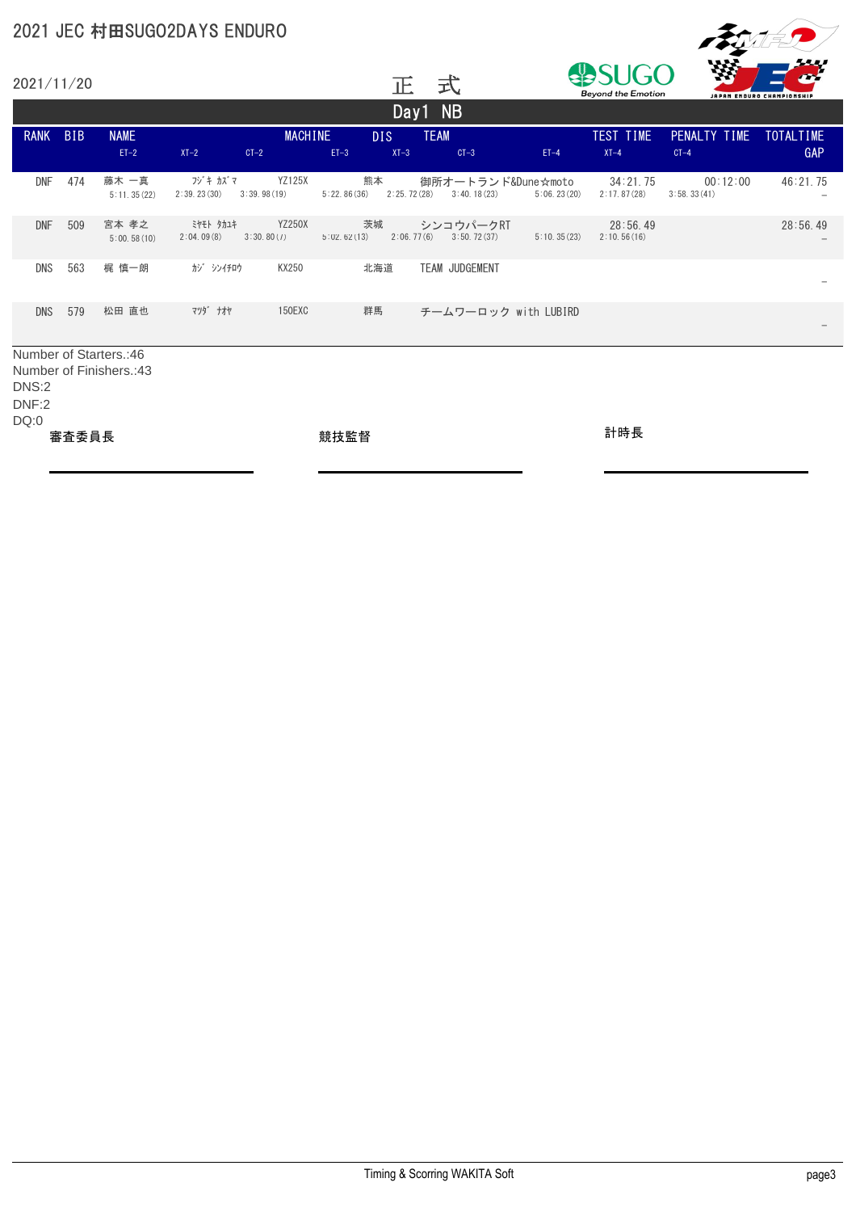# 2021 JEC 村田SUGO2DAYS ENDURO

2021/11/20

正 式

## Day1 NB

| RANK | BIB | NAME | | | MACHINE | | DIS | | TEAM | | | TEST TIME | PENALTY TIME | TOTALTIME |
|---|---|---|---|---|---|---|---|---|---|---|---|---|---|---|
| | | ET-2 | XT-2 | CT-2 | | ET-3 | | XT-3 | CT-3 | | ET-4 | XT-4 | CT-4 | GAP |
| DNF | 474 | 藤木 一真 | ﾌｼﾞｷ ｶｽﾞﾏ | | YZ125X | | 熊本 | | 御所オートランド&Dune☆moto | | | 34:21.75 | 00:12:00 | 46:21.75 |
| | | 5:11.35(22) | 2:39.23(30) | 3:39.98(19) | | 5:22.86(36) | | 2:25.72(28) | 3:40.18(23) | | 5:06.23(20) | 2:17.87(28) | 3:58.33(41) | − |
| DNF | 509 | 宮本 孝之 | ﾐﾔﾓﾄ ﾀｶﾕｷ | | YZ250X | | 茨城 | | シンコウパークRT | | | 28:56.49 | | 28:56.49 |
| | | 5:00.58(10) | 2:04.09(8) | 3:30.80(7) | | 5:02.62(13) | | 2:06.77(6) | 3:50.72(37) | | 5:10.35(23) | 2:10.56(16) | | − |
| DNS | 563 | 梶 慎一朗 | ｶｼﾞ ｼﾝｲﾁﾛｳ | | KX250 | | 北海道 | | TEAM JUDGEMENT | | | | | |
| | | | | | | | | | | | | | | − |
| DNS | 579 | 松田 直也 | ﾏﾂﾀﾞ ﾅｵﾔ | | 150EXC | | 群馬 | | チームワーロック with LUBIRD | | | | | |
| | | | | | | | | | | | | | | − |

Number of Starters.:46
Number of Finishers.:43
DNS:2
DNF:2
DQ:0

審査委員長

競技監督

計時長

Timing & Scoring WAKITA Soft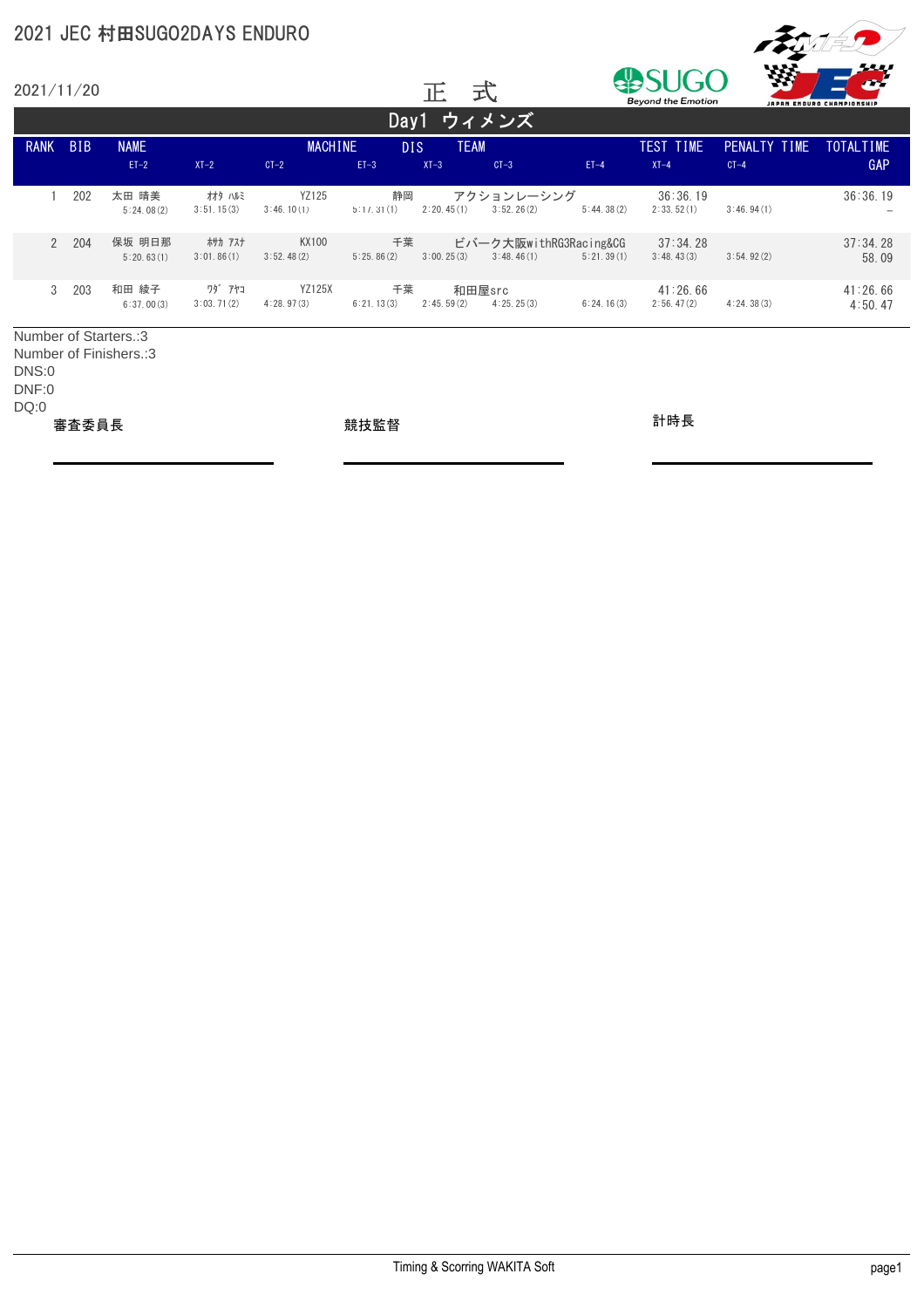# 2021 JEC 村田SUGO2DAYS ENDURO

2021/11/20

正　式

## Day1 ウィメンズ

| RANK | BIB | NAME | | | MACHINE | | DIS | TEAM | | TEST TIME | PENALTY TIME | TOTALTIME |
|---|---|---|---|---|---|---|---|---|---|---|---|---|
| | | ET-2 | XT-2 | CT-2 | | ET-3 | XT-3 | CT-3 | ET-4 | XT-4 | CT-4 | GAP |
| 1 | 202 | 太田 晴美 | ｵｵﾀ ﾊﾙﾐ | | YZ125 | | 静岡 | アクションレーシング | | 36:36.19 | | 36:36.19 |
| | | 5:24.08(2) | 3:51.15(3) | 3:46.10(1) | | 5:17.31(1) | 2:20.45(1) | 3:52.26(2) | 5:44.38(2) | 2:33.52(1) | 3:46.94(1) | – |
| 2 | 204 | 保坂 明日那 | ﾎｻｶ ｱｽﾅ | | KX100 | | 千葉 | ビバーク大阪withRG3Racing&CG | | 37:34.28 | | 37:34.28 |
| | | 5:20.63(1) | 3:01.86(1) | 3:52.48(2) | | 5:25.86(2) | 3:00.25(3) | 3:48.46(1) | 5:21.39(1) | 3:48.43(3) | 3:54.92(2) | 58.09 |
| 3 | 203 | 和田 綾子 | ﾜﾀﾞ ｱﾔｺ | | YZ125X | | 千葉 | 和田屋src | | 41:26.66 | | 41:26.66 |
| | | 6:37.00(3) | 3:03.71(2) | 4:28.97(3) | | 6:21.13(3) | 2:45.59(2) | 4:25.25(3) | 6:24.16(3) | 2:56.47(2) | 4:24.38(3) | 4:50.47 |

Number of Starters.:3
Number of Finishers.:3
DNS:0
DNF:0
DQ:0

審査委員長　　　　　　　　競技監督　　　　　　　　計時長

Timing & Scorring WAKITA Soft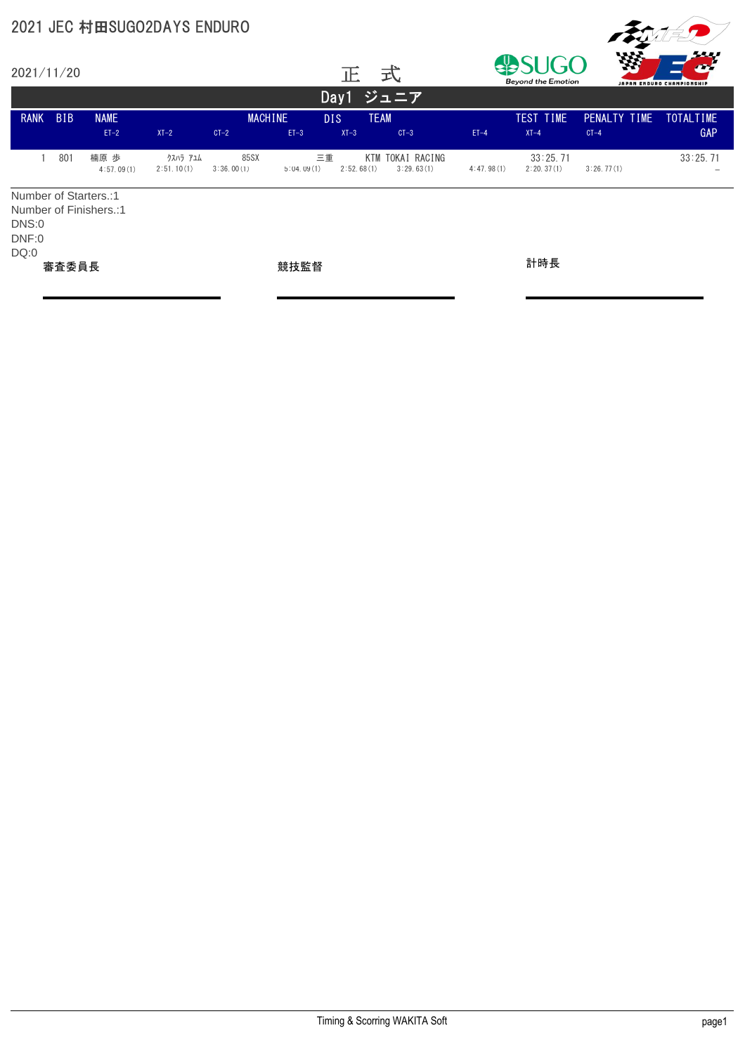# 2021 JEC 村田SUGO2DAYS ENDURO

2021/11/20

正 式

## Day1 ジュニア

| RANK | BIB | NAME | | | MACHINE | DIS | TEAM | | | TEST TIME | PENALTY TIME | TOTALTIME |
|---|---|---|---|---|---|---|---|---|---|---|---|---|
| | | ET-2 | XT-2 | CT-2 | ET-3 | XT-3 | CT-3 | ET-4 | | XT-4 | CT-4 | GAP |
| 1 | 801 | 楠原 歩 | ｸｽﾊﾗ ｱﾕﾑ | | 85SX | 三重 | KTM TOKAI RACING | | | 33:25.71 | | 33:25.71 |
| | | 4:57.09(1) | 2:51.10(1) | 3:36.00(1) | 5:04.09(1) | 2:52.68(1) | 3:29.63(1) | 4:47.98(1) | | 2:20.37(1) | 3:26.77(1) | – |

Number of Starters.:1
Number of Finishers.:1
DNS:0
DNF:0
DQ:0

審査委員長

競技監督

計時長

Timing & Scorring WAKITA Soft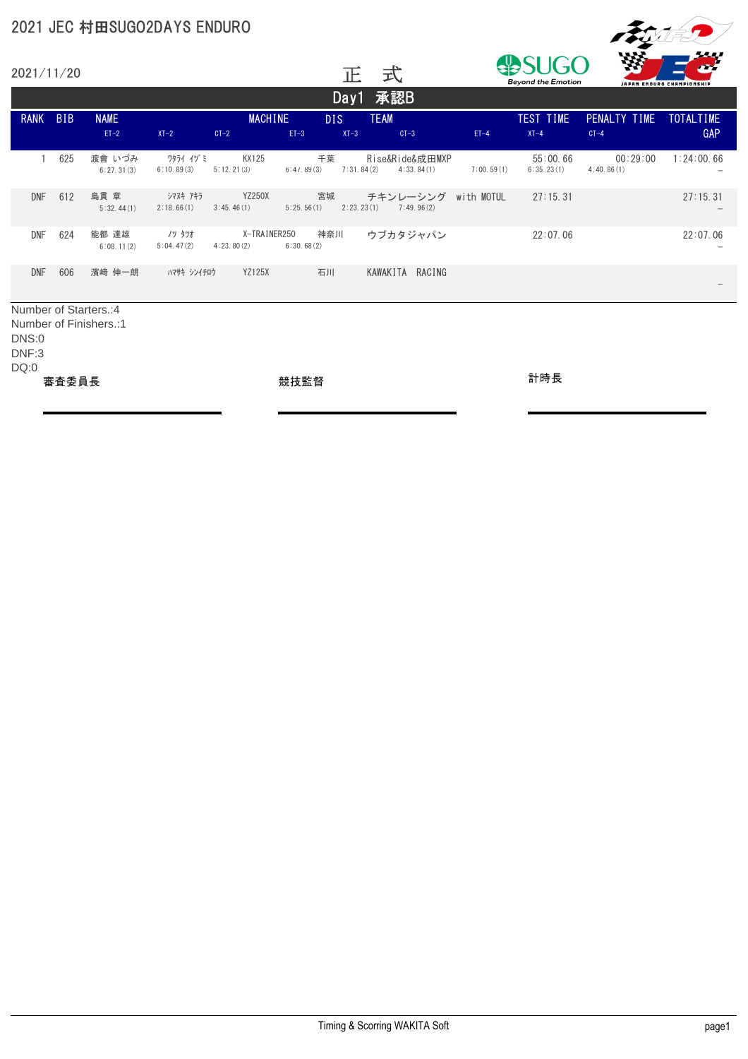# 2021 JEC 村田SUGO2DAYS ENDURO

2021/11/20

正　式

## Day1 承認B

| RANK | BIB | NAME | | | MACHINE | DIS | TEAM | | | TEST TIME | PENALTY TIME | TOTALTIME |
|---|---|---|---|---|---|---|---|---|---|---|---|---|
| | | ET-2 | XT-2 | CT-2 | ET-3 | XT-3 | CT-3 | | ET-4 | XT-4 | CT-4 | GAP |
| 1 | 625 | 渡會 いづみ | ﾜﾀﾗｲ ｲｽﾞﾐ | | KX125 | 千葉 | Rise&Ride&成田MXP | | | 55:00.66 | 00:29:00 | 1:24:00.66 |
| | | 6:27.31(3) | 6:10.89(3) | 5:12.21(3) | 6:47.89(3) | 7:31.84(2) | 4:33.84(1) | | 7:00.59(1) | 6:35.23(1) | 4:40.86(1) | – |
| DNF | 612 | 島貫 章 | ｼﾏﾇｷ ｱｷﾗ | | YZ250X | 宮城 | チキンレーシング with MOTUL | | | 27:15.31 | | 27:15.31 |
| | | 5:32.44(1) | 2:18.66(1) | 3:45.46(1) | 5:25.56(1) | 2:23.23(1) | 7:49.96(2) | | | | | – |
| DNF | 624 | 能都 達雄 | ﾉﾂ ﾀﾂｵ | | X-TRAINER250 | 神奈川 | ウブカタジャパン | | | 22:07.06 | | 22:07.06 |
| | | 6:08.11(2) | 5:04.47(2) | 4:23.80(2) | 6:30.68(2) | | | | | | | – |
| DNF | 606 | 濱崎 伸一朗 | ﾊﾏｻｷ ｼﾝｲﾁﾛｳ | | YZ125X | 石川 | KAWAKITA RACING | | | | | |
| | | | | | | | | | | | | – |

Number of Starters.:4
Number of Finishers.:1
DNS:0
DNF:3
DQ:0

審査委員長　　　　競技監督　　　　計時長

Timing & Scoring WAKITA Soft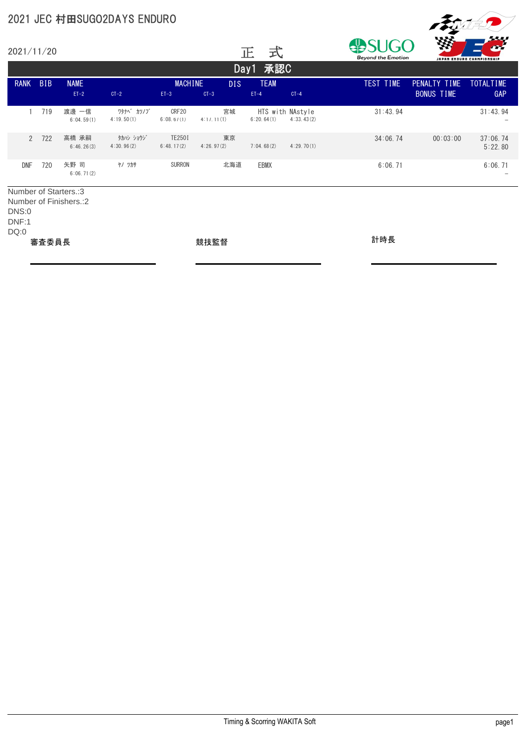# 2021 JEC 村田SUGO2DAYS ENDURO

2021/11/20

正　式

## Day1　承認C

| RANK | BIB | NAME | | MACHINE | DIS | TEAM | | TEST TIME | PENALTY TIME / BONUS TIME | TOTALTIME / GAP |
|---|---|---|---|---|---|---|---|---|---|---|
| | | ET-2 | CT-2 | ET-3 | CT-3 | ET-4 | CT-4 | | | |
| 1 | 719 | 渡邉 一信 | ﾜﾀﾅﾍﾞ ｶﾂﾉﾌﾞ | CRF20 | 宮城 | HTS with NAstyle | | 31:43.94 | | 31:43.94 |
| | | 6:04.59(1) | 4:19.50(1) | 6:08.67(1) | 4:17.11(1) | 6:20.64(1) | 4:33.43(2) | | | – |
| 2 | 722 | 高橋 承嗣 | ﾀｶﾊｼ ｼｮｳｼﾞ | TE250I | 東京 | | | 34:06.74 | 00:03:00 | 37:06.74 |
| | | 6:46.26(3) | 4:30.96(2) | 6:48.17(2) | 4:26.97(2) | 7:04.68(2) | 4:29.70(1) | | | 5:22.80 |
| DNF | 720 | 矢野 司 | ﾔﾉ ﾂｶｻ | SURRON | 北海道 | EBMX | | 6:06.71 | | 6:06.71 |
| | | 6:06.71(2) | | | | | | | | – |

Number of Starters.:3
Number of Finishers.:2
DNS:0
DNF:1
DQ:0

審査委員長　　　　　　競技監督　　　　　　計時長

Timing & Scoring WAKITA Soft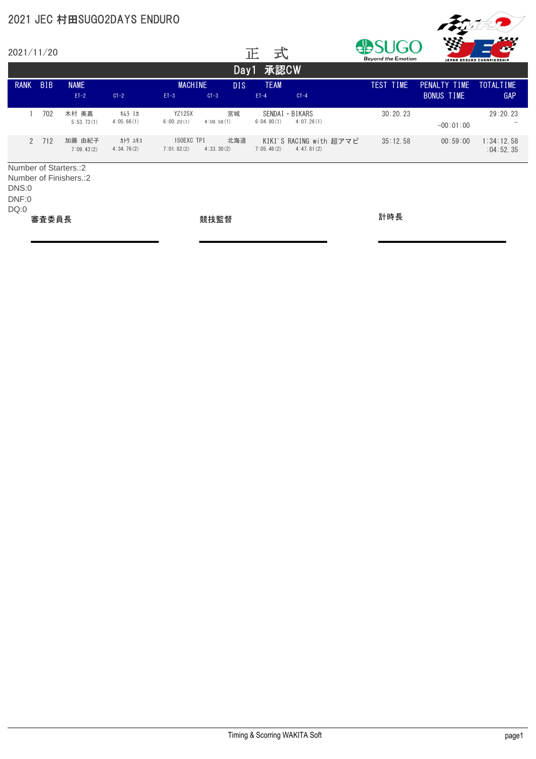# 2021 JEC 村田SUGO2DAYS ENDURO

2021/11/20

正　式

## Day1 承認CW

| RANK | BIB | NAME | | MACHINE | | DIS | TEAM | | TEST TIME | PENALTY TIME / BONUS TIME | TOTALTIME / GAP |
|---|---|---|---|---|---|---|---|---|---|---|---|
| | | ET-2 | CT-2 | ET-3 | CT-3 | | ET-4 | CT-4 | | | |
| 1 | 702 | 木村 美嘉 | ｷﾑﾗ ﾐｶ | YZ125X | | 宮城 | SENDAI・BIKARS | | 30:20.23 | | 29:20.23 |
| | | 5:53.73(1) | 4:05.66(1) | 6:00.20(1) | 4:08.58(1) | | 6:04.80(1) | 4:07.26(1) | | -00:01:00 | - |
| 2 | 712 | 加藤 由紀子 | ｶﾄｳ ﾕｷｺ | 150EXC TPI | | 北海道 | KIKI'S RACING with 超アマビ | | 35:12.58 | 00:59:00 | 1:34:12.58 |
| | | 7:09.43(2) | 4:34.76(2) | 7:01.82(2) | 4:33.30(2) | | 7:05.46(2) | 4:47.81(2) | | | :04:52.35 |

Number of Starters.:2
Number of Finishers.:2
DNS:0
DNF:0
DQ:0

審査委員長　　　　競技監督　　　　計時長

Timing & Scoring WAKITA Soft